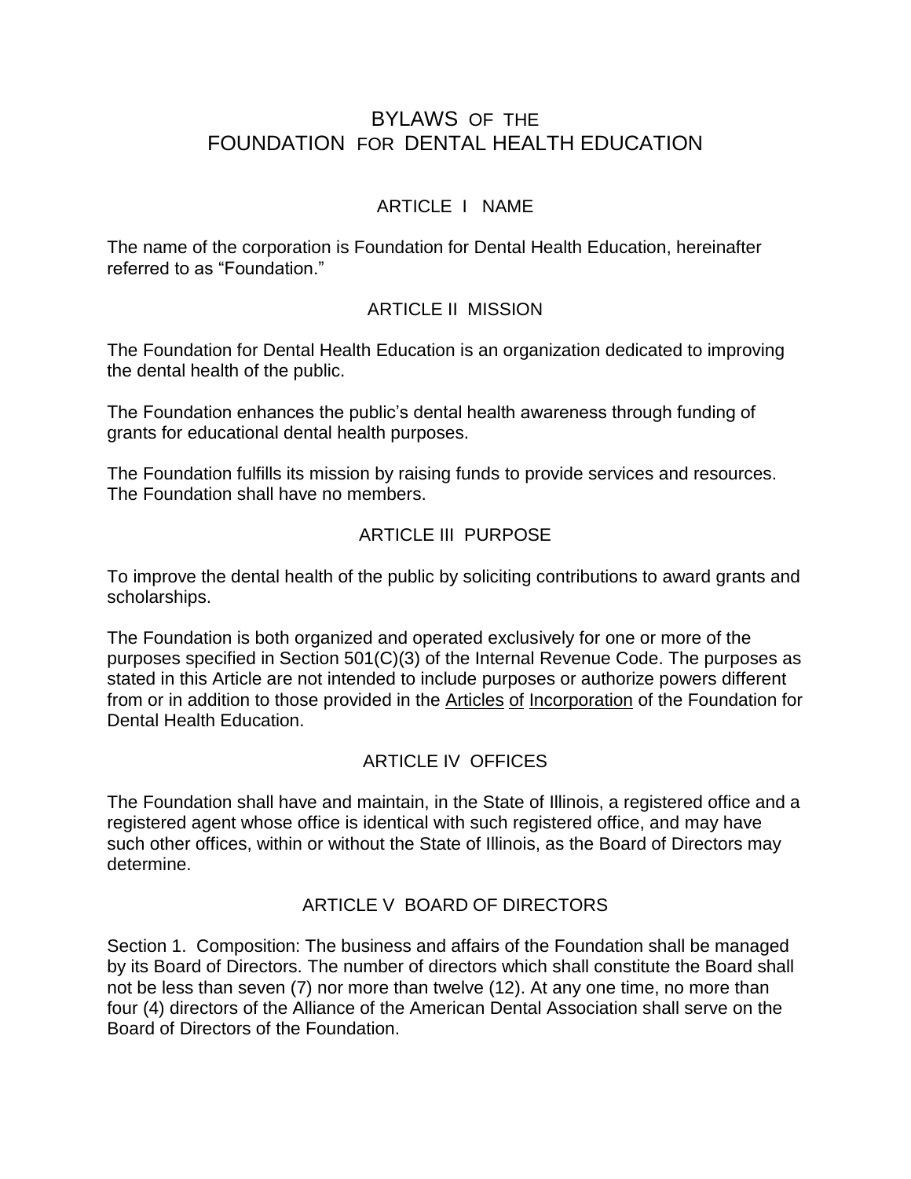# BYLAWS OF THE FOUNDATION FOR DENTAL HEALTH EDUCATION

## ARTICLE I NAME

The name of the corporation is Foundation for Dental Health Education, hereinafter referred to as “Foundation.”

## ARTICLE II MISSION

The Foundation for Dental Health Education is an organization dedicated to improving the dental health of the public.

The Foundation enhances the public’s dental health awareness through funding of grants for educational dental health purposes.

The Foundation fulfills its mission by raising funds to provide services and resources. The Foundation shall have no members.

## ARTICLE III PURPOSE

To improve the dental health of the public by soliciting contributions to award grants and scholarships.

The Foundation is both organized and operated exclusively for one or more of the purposes specified in Section 501(C)(3) of the Internal Revenue Code. The purposes as stated in this Article are not intended to include purposes or authorize powers different from or in addition to those provided in the Articles of Incorporation of the Foundation for Dental Health Education.

## ARTICLE IV OFFICES

The Foundation shall have and maintain, in the State of Illinois, a registered office and a registered agent whose office is identical with such registered office, and may have such other offices, within or without the State of Illinois, as the Board of Directors may determine.

## ARTICLE V BOARD OF DIRECTORS

Section 1. Composition: The business and affairs of the Foundation shall be managed by its Board of Directors. The number of directors which shall constitute the Board shall not be less than seven (7) nor more than twelve (12). At any one time, no more than four (4) directors of the Alliance of the American Dental Association shall serve on the Board of Directors of the Foundation.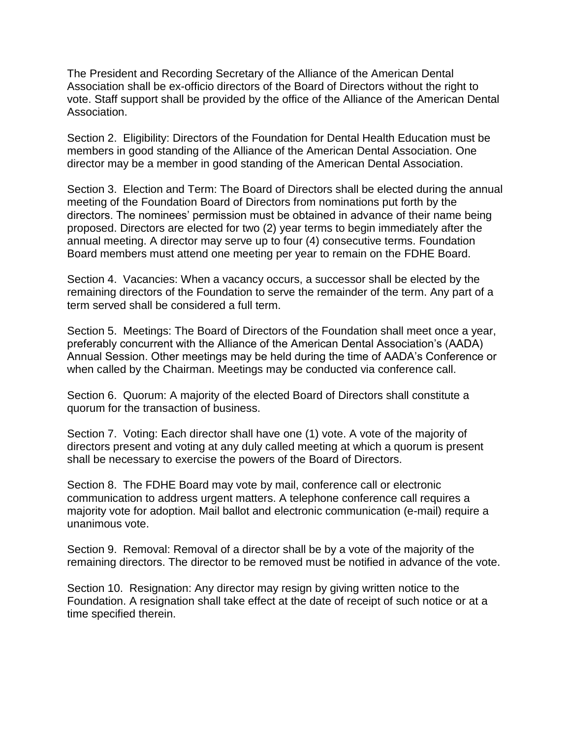The President and Recording Secretary of the Alliance of the American Dental Association shall be ex-officio directors of the Board of Directors without the right to vote. Staff support shall be provided by the office of the Alliance of the American Dental Association.

Section 2. Eligibility: Directors of the Foundation for Dental Health Education must be members in good standing of the Alliance of the American Dental Association. One director may be a member in good standing of the American Dental Association.

Section 3. Election and Term: The Board of Directors shall be elected during the annual meeting of the Foundation Board of Directors from nominations put forth by the directors. The nominees' permission must be obtained in advance of their name being proposed. Directors are elected for two (2) year terms to begin immediately after the annual meeting. A director may serve up to four (4) consecutive terms. Foundation Board members must attend one meeting per year to remain on the FDHE Board.

Section 4. Vacancies: When a vacancy occurs, a successor shall be elected by the remaining directors of the Foundation to serve the remainder of the term. Any part of a term served shall be considered a full term.

Section 5. Meetings: The Board of Directors of the Foundation shall meet once a year, preferably concurrent with the Alliance of the American Dental Association's (AADA) Annual Session. Other meetings may be held during the time of AADA's Conference or when called by the Chairman. Meetings may be conducted via conference call.

Section 6. Quorum: A majority of the elected Board of Directors shall constitute a quorum for the transaction of business.

Section 7. Voting: Each director shall have one (1) vote. A vote of the majority of directors present and voting at any duly called meeting at which a quorum is present shall be necessary to exercise the powers of the Board of Directors.

Section 8. The FDHE Board may vote by mail, conference call or electronic communication to address urgent matters. A telephone conference call requires a majority vote for adoption. Mail ballot and electronic communication (e-mail) require a unanimous vote.

Section 9. Removal: Removal of a director shall be by a vote of the majority of the remaining directors. The director to be removed must be notified in advance of the vote.

Section 10. Resignation: Any director may resign by giving written notice to the Foundation. A resignation shall take effect at the date of receipt of such notice or at a time specified therein.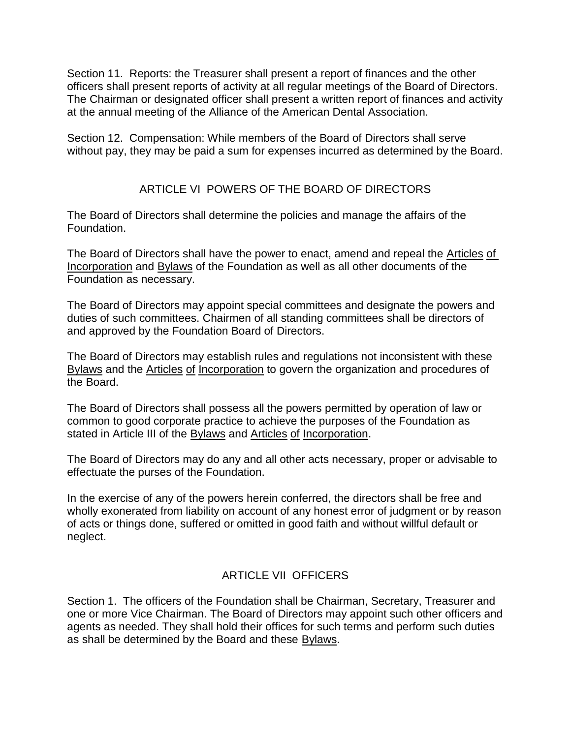Section 11. Reports: the Treasurer shall present a report of finances and the other officers shall present reports of activity at all regular meetings of the Board of Directors. The Chairman or designated officer shall present a written report of finances and activity at the annual meeting of the Alliance of the American Dental Association.

Section 12. Compensation: While members of the Board of Directors shall serve without pay, they may be paid a sum for expenses incurred as determined by the Board.

## ARTICLE VI POWERS OF THE BOARD OF DIRECTORS

The Board of Directors shall determine the policies and manage the affairs of the Foundation.

The Board of Directors shall have the power to enact, amend and repeal the Articles of Incorporation and Bylaws of the Foundation as well as all other documents of the Foundation as necessary.

The Board of Directors may appoint special committees and designate the powers and duties of such committees. Chairmen of all standing committees shall be directors of and approved by the Foundation Board of Directors.

The Board of Directors may establish rules and regulations not inconsistent with these Bylaws and the Articles of Incorporation to govern the organization and procedures of the Board.

The Board of Directors shall possess all the powers permitted by operation of law or common to good corporate practice to achieve the purposes of the Foundation as stated in Article III of the Bylaws and Articles of Incorporation.

The Board of Directors may do any and all other acts necessary, proper or advisable to effectuate the purses of the Foundation.

In the exercise of any of the powers herein conferred, the directors shall be free and wholly exonerated from liability on account of any honest error of judgment or by reason of acts or things done, suffered or omitted in good faith and without willful default or neglect.

## ARTICLE VII OFFICERS

Section 1. The officers of the Foundation shall be Chairman, Secretary, Treasurer and one or more Vice Chairman. The Board of Directors may appoint such other officers and agents as needed. They shall hold their offices for such terms and perform such duties as shall be determined by the Board and these Bylaws.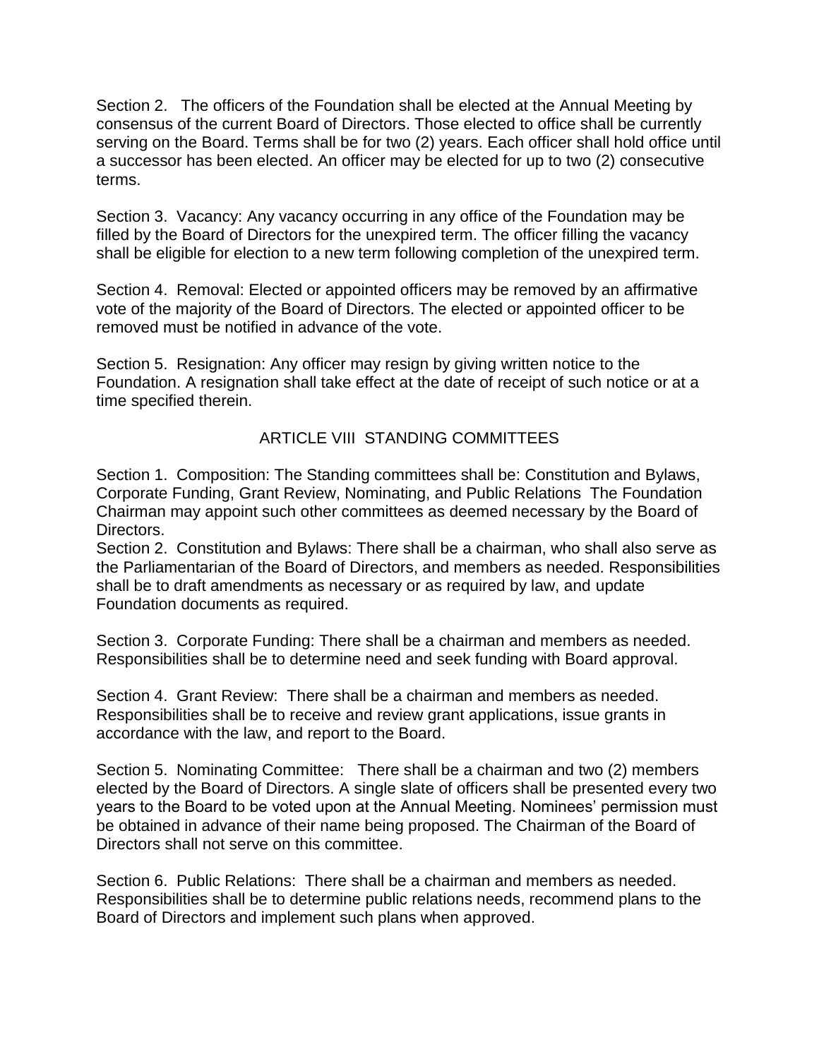Section 2. The officers of the Foundation shall be elected at the Annual Meeting by consensus of the current Board of Directors. Those elected to office shall be currently serving on the Board. Terms shall be for two (2) years. Each officer shall hold office until a successor has been elected. An officer may be elected for up to two (2) consecutive terms.

Section 3. Vacancy: Any vacancy occurring in any office of the Foundation may be filled by the Board of Directors for the unexpired term. The officer filling the vacancy shall be eligible for election to a new term following completion of the unexpired term.

Section 4. Removal: Elected or appointed officers may be removed by an affirmative vote of the majority of the Board of Directors. The elected or appointed officer to be removed must be notified in advance of the vote.

Section 5. Resignation: Any officer may resign by giving written notice to the Foundation. A resignation shall take effect at the date of receipt of such notice or at a time specified therein.

## ARTICLE VIII STANDING COMMITTEES

Section 1. Composition: The Standing committees shall be: Constitution and Bylaws, Corporate Funding, Grant Review, Nominating, and Public Relations The Foundation Chairman may appoint such other committees as deemed necessary by the Board of Directors.

Section 2. Constitution and Bylaws: There shall be a chairman, who shall also serve as the Parliamentarian of the Board of Directors, and members as needed. Responsibilities shall be to draft amendments as necessary or as required by law, and update Foundation documents as required.

Section 3. Corporate Funding: There shall be a chairman and members as needed. Responsibilities shall be to determine need and seek funding with Board approval.

Section 4. Grant Review: There shall be a chairman and members as needed. Responsibilities shall be to receive and review grant applications, issue grants in accordance with the law, and report to the Board.

Section 5. Nominating Committee: There shall be a chairman and two (2) members elected by the Board of Directors. A single slate of officers shall be presented every two years to the Board to be voted upon at the Annual Meeting. Nominees' permission must be obtained in advance of their name being proposed. The Chairman of the Board of Directors shall not serve on this committee.

Section 6. Public Relations: There shall be a chairman and members as needed. Responsibilities shall be to determine public relations needs, recommend plans to the Board of Directors and implement such plans when approved.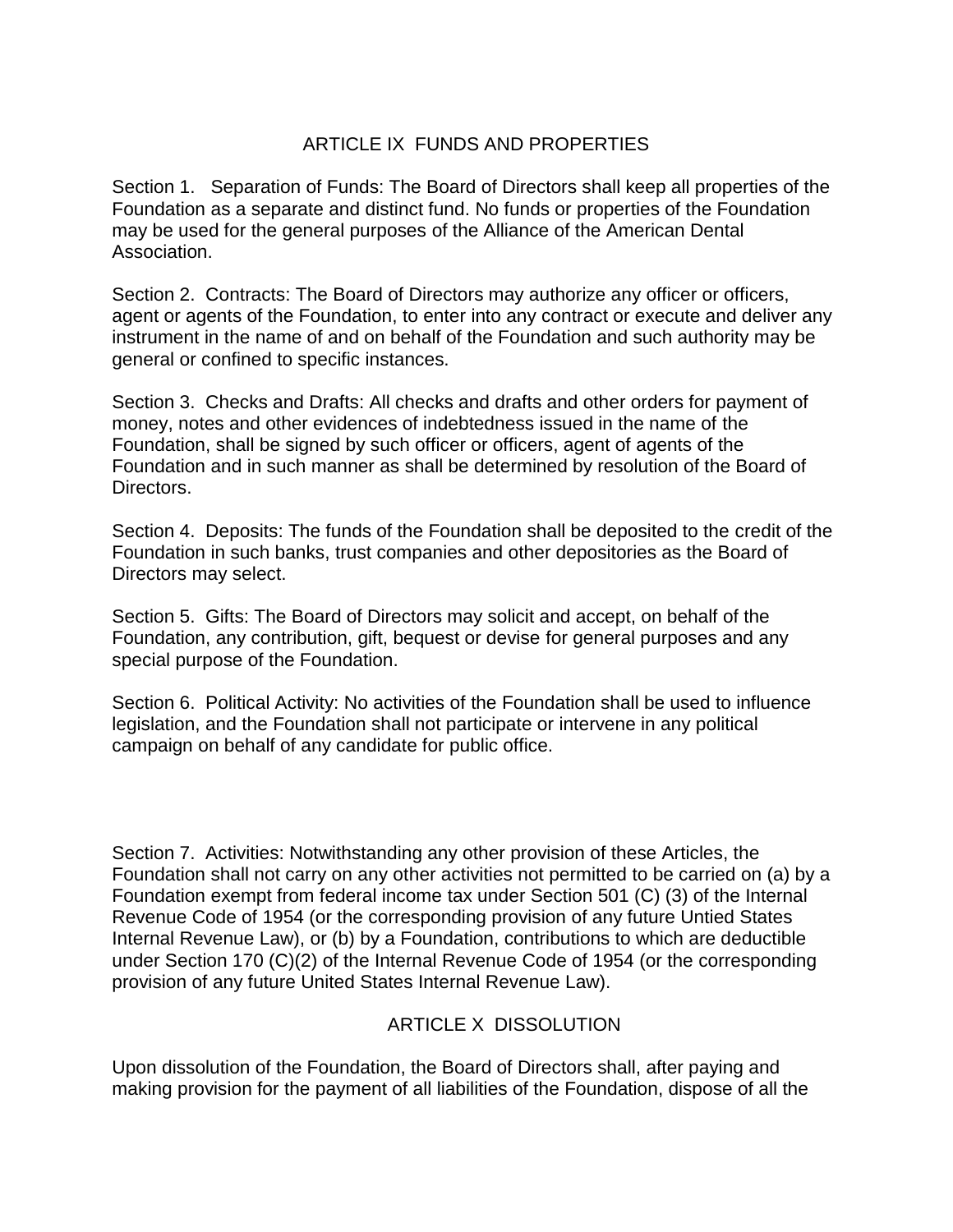## ARTICLE IX FUNDS AND PROPERTIES

Section 1. Separation of Funds: The Board of Directors shall keep all properties of the Foundation as a separate and distinct fund. No funds or properties of the Foundation may be used for the general purposes of the Alliance of the American Dental Association.

Section 2. Contracts: The Board of Directors may authorize any officer or officers, agent or agents of the Foundation, to enter into any contract or execute and deliver any instrument in the name of and on behalf of the Foundation and such authority may be general or confined to specific instances.

Section 3. Checks and Drafts: All checks and drafts and other orders for payment of money, notes and other evidences of indebtedness issued in the name of the Foundation, shall be signed by such officer or officers, agent of agents of the Foundation and in such manner as shall be determined by resolution of the Board of Directors.

Section 4. Deposits: The funds of the Foundation shall be deposited to the credit of the Foundation in such banks, trust companies and other depositories as the Board of Directors may select.

Section 5. Gifts: The Board of Directors may solicit and accept, on behalf of the Foundation, any contribution, gift, bequest or devise for general purposes and any special purpose of the Foundation.

Section 6. Political Activity: No activities of the Foundation shall be used to influence legislation, and the Foundation shall not participate or intervene in any political campaign on behalf of any candidate for public office.

Section 7. Activities: Notwithstanding any other provision of these Articles, the Foundation shall not carry on any other activities not permitted to be carried on (a) by a Foundation exempt from federal income tax under Section 501 (C) (3) of the Internal Revenue Code of 1954 (or the corresponding provision of any future Untied States Internal Revenue Law), or (b) by a Foundation, contributions to which are deductible under Section 170 (C)(2) of the Internal Revenue Code of 1954 (or the corresponding provision of any future United States Internal Revenue Law).

## ARTICLE X DISSOLUTION

Upon dissolution of the Foundation, the Board of Directors shall, after paying and making provision for the payment of all liabilities of the Foundation, dispose of all the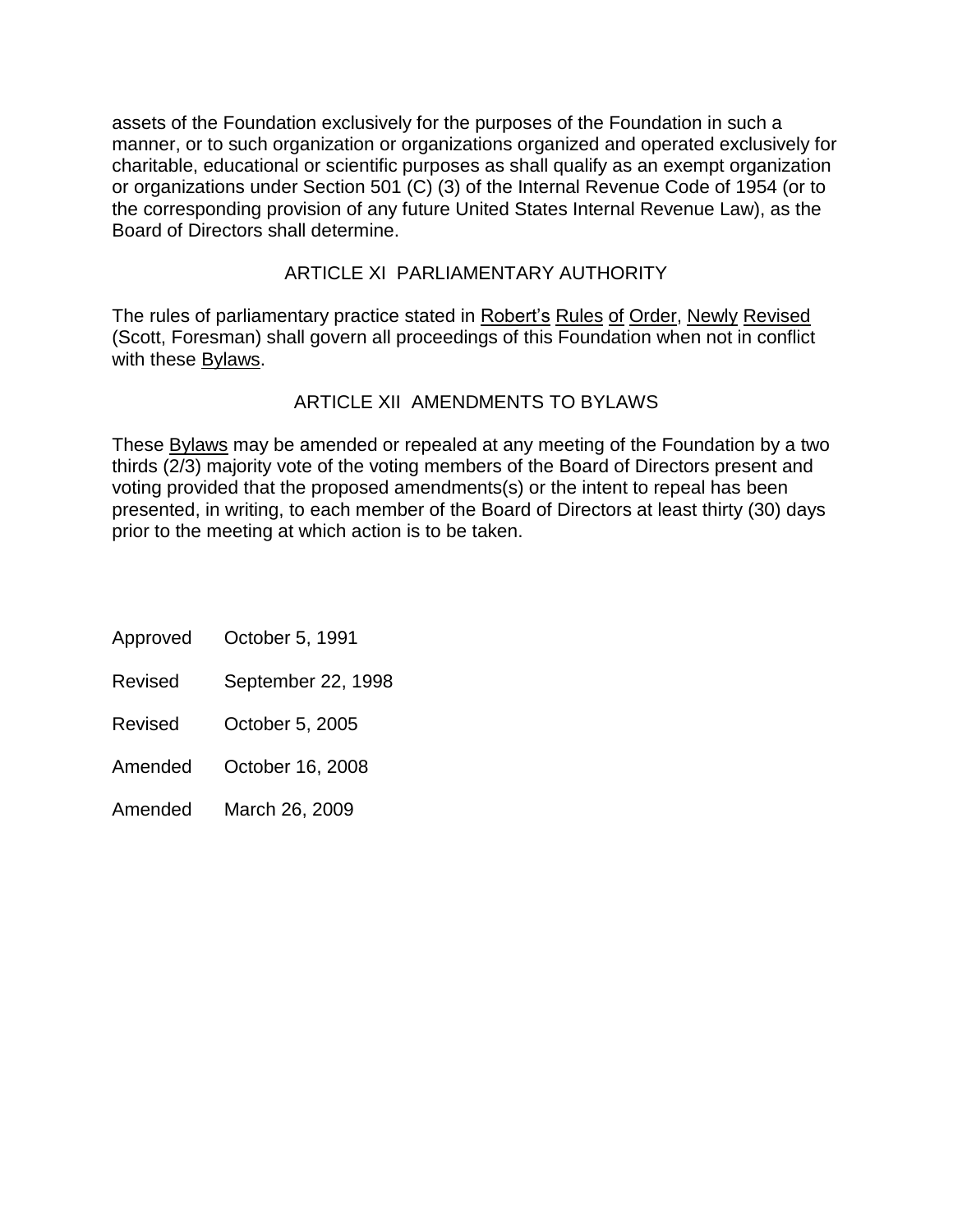assets of the Foundation exclusively for the purposes of the Foundation in such a manner, or to such organization or organizations organized and operated exclusively for charitable, educational or scientific purposes as shall qualify as an exempt organization or organizations under Section 501 (C) (3) of the Internal Revenue Code of 1954 (or to the corresponding provision of any future United States Internal Revenue Law), as the Board of Directors shall determine.

## ARTICLE XI PARLIAMENTARY AUTHORITY

The rules of parliamentary practice stated in Robert's Rules of Order, Newly Revised (Scott, Foresman) shall govern all proceedings of this Foundation when not in conflict with these Bylaws.

## ARTICLE XII AMENDMENTS TO BYLAWS

These Bylaws may be amended or repealed at any meeting of the Foundation by a two thirds (2/3) majority vote of the voting members of the Board of Directors present and voting provided that the proposed amendments(s) or the intent to repeal has been presented, in writing, to each member of the Board of Directors at least thirty (30) days prior to the meeting at which action is to be taken.

| | |
|---|---|
| Approved | October 5, 1991 |
| Revised | September 22, 1998 |
| Revised | October 5, 2005 |
| Amended | October 16, 2008 |
| Amended | March 26, 2009 |